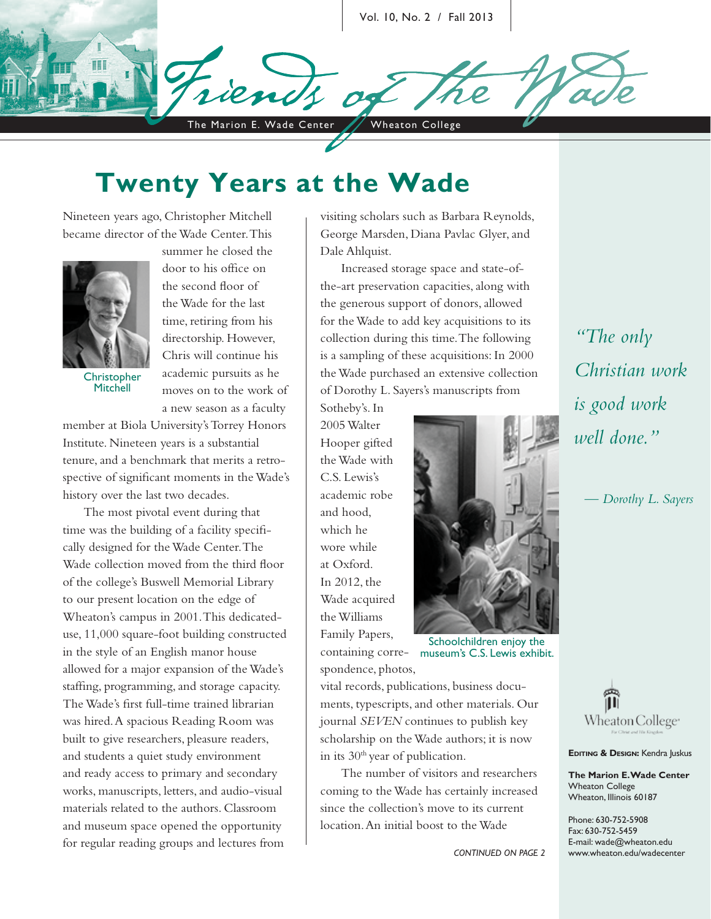# Friends of the Wade

The Marion E. Wade Center | Wheaton College

Vol. 10, No. 2 / Fall 2013

## Twenty Years at the Wade

Nineteen years ago, Christopher Mitchell became director of the Wade Center. This summer he closed the door to his office on the second floor of the Wade for the last time, retiring from his directorship. However, Chris will continue his academic pursuits as he moves on to the work of a new season as a faculty member at Biola University's Torrey Honors Institute. Nineteen years is a substantial tenure, and a benchmark that merits a retrospective of significant moments in the Wade's history over the last two decades.

Christopher Mitchell

The most pivotal event during that time was the building of a facility specifically designed for the Wade Center. The Wade collection moved from the third floor of the college's Buswell Memorial Library to our present location on the edge of Wheaton's campus in 2001. This dedicated-use, 11,000 square-foot building constructed in the style of an English manor house allowed for a major expansion of the Wade's staffing, programming, and storage capacity. The Wade's first full-time trained librarian was hired. A spacious Reading Room was built to give researchers, pleasure readers, and students a quiet study environment and ready access to primary and secondary works, manuscripts, letters, and audio-visual materials related to the authors. Classroom and museum space opened the opportunity for regular reading groups and lectures from visiting scholars such as Barbara Reynolds, George Marsden, Diana Pavlac Glyer, and Dale Ahlquist.

Increased storage space and state-of-the-art preservation capacities, along with the generous support of donors, allowed for the Wade to add key acquisitions to its collection during this time. The following is a sampling of these acquisitions: In 2000 the Wade purchased an extensive collection of Dorothy L. Sayers's manuscripts from Sotheby's. In 2005 Walter Hooper gifted the Wade with C.S. Lewis's academic robe and hood, which he wore while at Oxford. In 2012, the Wade acquired the Williams Family Papers, containing correspondence, photos, vital records, publications, business documents, typescripts, and other materials. Our journal *SEVEN* continues to publish key scholarship on the Wade authors; it is now in its 30th year of publication.

Schoolchildren enjoy the museum's C.S. Lewis exhibit.

The number of visitors and researchers coming to the Wade has certainly increased since the collection's move to its current location. An initial boost to the Wade

*CONTINUED ON PAGE 2*

*"The only Christian work is good work well done."*

*— Dorothy L. Sayers*

**Editing & Design:** Kendra Juskus

**The Marion E. Wade Center**
Wheaton College
Wheaton, Illinois 60187

Phone: 630-752-5908
Fax: 630-752-5459
E-mail: wade@wheaton.edu
www.wheaton.edu/wadecenter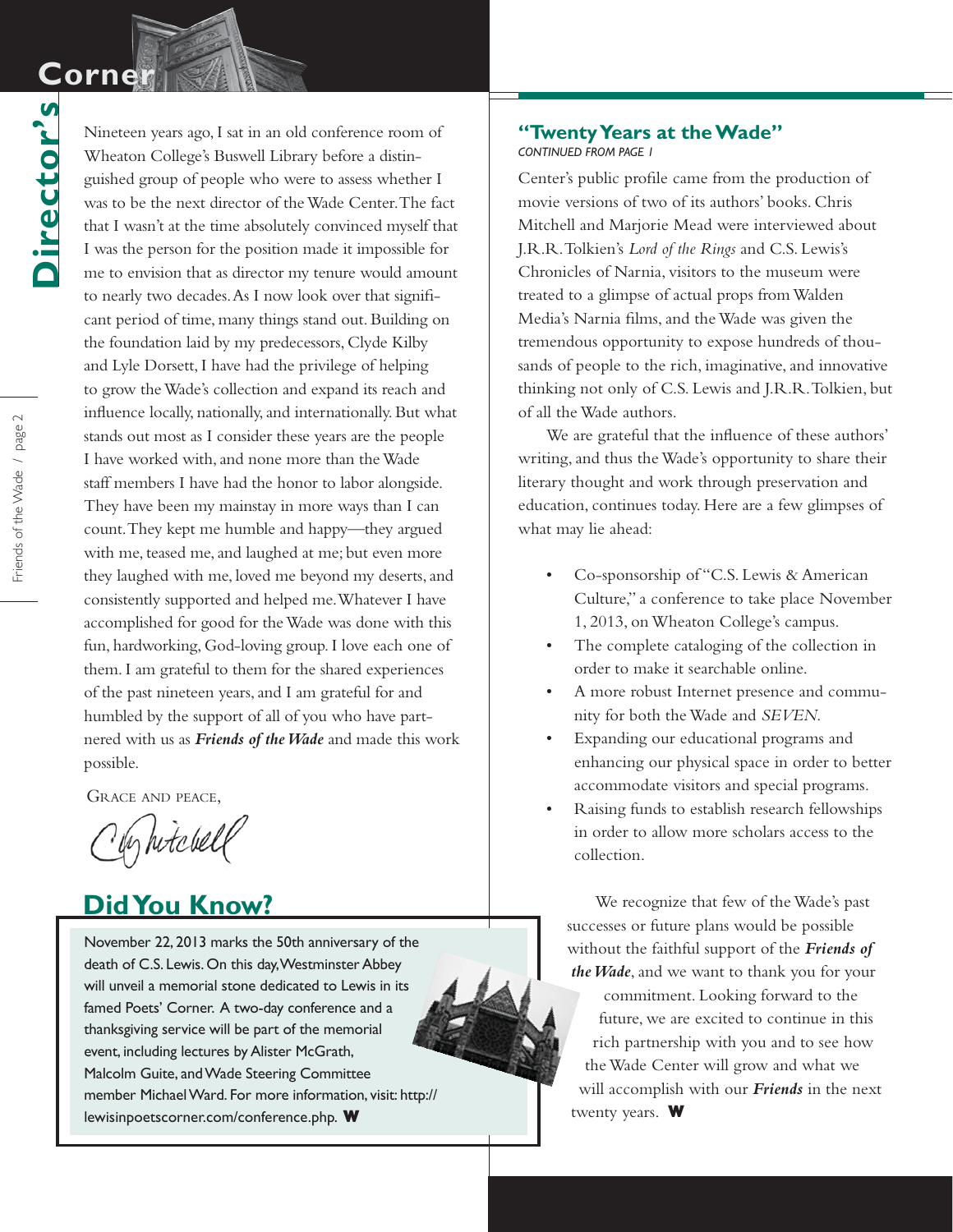# Director's Corner

Nineteen years ago, I sat in an old conference room of Wheaton College's Buswell Library before a distinguished group of people who were to assess whether I was to be the next director of the Wade Center. The fact that I wasn't at the time absolutely convinced myself that I was the person for the position made it impossible for me to envision that as director my tenure would amount to nearly two decades. As I now look over that significant period of time, many things stand out. Building on the foundation laid by my predecessors, Clyde Kilby and Lyle Dorsett, I have had the privilege of helping to grow the Wade's collection and expand its reach and influence locally, nationally, and internationally. But what stands out most as I consider these years are the people I have worked with, and none more than the Wade staff members I have had the honor to labor alongside. They have been my mainstay in more ways than I can count. They kept me humble and happy—they argued with me, teased me, and laughed at me; but even more they laughed with me, loved me beyond my deserts, and consistently supported and helped me. Whatever I have accomplished for good for the Wade was done with this fun, hardworking, God-loving group. I love each one of them. I am grateful to them for the shared experiences of the past nineteen years, and I am grateful for and humbled by the support of all of you who have partnered with us as ***Friends of the Wade*** and made this work possible.

Grace and peace,

Chris Mitchell

## Did You Know?

November 22, 2013 marks the 50th anniversary of the death of C.S. Lewis. On this day, Westminster Abbey will unveil a memorial stone dedicated to Lewis in its famed Poets' Corner. A two-day conference and a thanksgiving service will be part of the memorial event, including lectures by Alister McGrath, Malcolm Guite, and Wade Steering Committee member Michael Ward. For more information, visit: http://lewisinpoetscorner.com/conference.php. **W**

## "Twenty Years at the Wade"

*CONTINUED FROM PAGE 1*

Center's public profile came from the production of movie versions of two of its authors' books. Chris Mitchell and Marjorie Mead were interviewed about J.R.R. Tolkien's *Lord of the Rings* and C.S. Lewis's Chronicles of Narnia, visitors to the museum were treated to a glimpse of actual props from Walden Media's Narnia films, and the Wade was given the tremendous opportunity to expose hundreds of thousands of people to the rich, imaginative, and innovative thinking not only of C.S. Lewis and J.R.R. Tolkien, but of all the Wade authors.

We are grateful that the influence of these authors' writing, and thus the Wade's opportunity to share their literary thought and work through preservation and education, continues today. Here are a few glimpses of what may lie ahead:

- Co-sponsorship of "C.S. Lewis & American Culture," a conference to take place November 1, 2013, on Wheaton College's campus.
- The complete cataloging of the collection in order to make it searchable online.
- A more robust Internet presence and community for both the Wade and *SEVEN*.
- Expanding our educational programs and enhancing our physical space in order to better accommodate visitors and special programs.
- Raising funds to establish research fellowships in order to allow more scholars access to the collection.

We recognize that few of the Wade's past successes or future plans would be possible without the faithful support of the ***Friends of the Wade***, and we want to thank you for your commitment. Looking forward to the future, we are excited to continue in this rich partnership with you and to see how the Wade Center will grow and what we will accomplish with our ***Friends*** in the next twenty years. **W**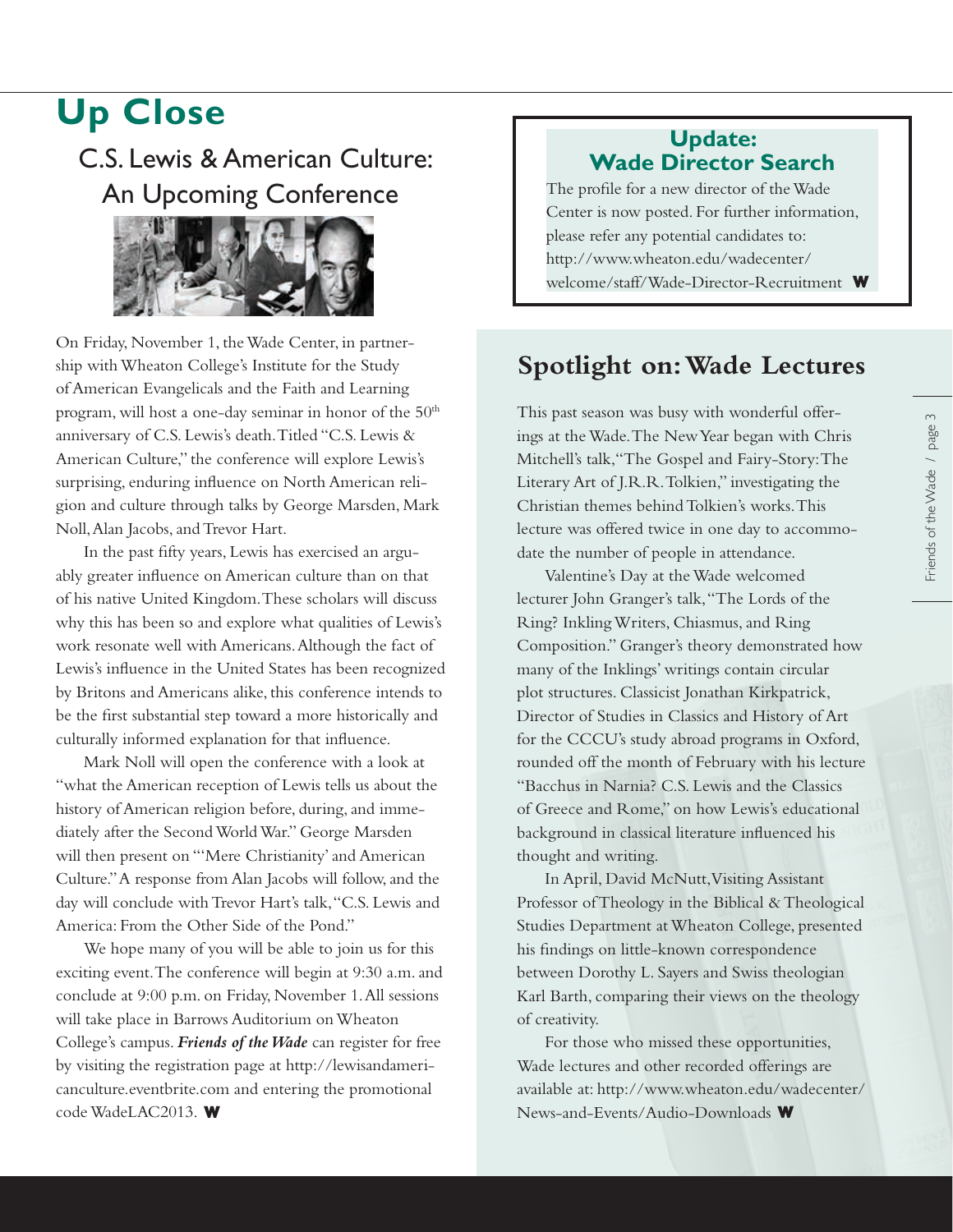# Up Close

## C.S. Lewis & American Culture: An Upcoming Conference

On Friday, November 1, the Wade Center, in partnership with Wheaton College's Institute for the Study of American Evangelicals and the Faith and Learning program, will host a one-day seminar in honor of the 50th anniversary of C.S. Lewis's death. Titled "C.S. Lewis & American Culture," the conference will explore Lewis's surprising, enduring influence on North American religion and culture through talks by George Marsden, Mark Noll, Alan Jacobs, and Trevor Hart.

In the past fifty years, Lewis has exercised an arguably greater influence on American culture than on that of his native United Kingdom. These scholars will discuss why this has been so and explore what qualities of Lewis's work resonate well with Americans. Although the fact of Lewis's influence in the United States has been recognized by Britons and Americans alike, this conference intends to be the first substantial step toward a more historically and culturally informed explanation for that influence.

Mark Noll will open the conference with a look at "what the American reception of Lewis tells us about the history of American religion before, during, and immediately after the Second World War." George Marsden will then present on "'Mere Christianity' and American Culture." A response from Alan Jacobs will follow, and the day will conclude with Trevor Hart's talk, "C.S. Lewis and America: From the Other Side of the Pond."

We hope many of you will be able to join us for this exciting event. The conference will begin at 9:30 a.m. and conclude at 9:00 p.m. on Friday, November 1. All sessions will take place in Barrows Auditorium on Wheaton College's campus. ***Friends of the Wade*** can register for free by visiting the registration page at http://lewisandamericanculture.eventbrite.com and entering the promotional code WadeLAC2013. **W**

## Update: Wade Director Search

The profile for a new director of the Wade Center is now posted. For further information, please refer any potential candidates to: http://www.wheaton.edu/wadecenter/welcome/staff/Wade-Director-Recruitment **W**

## Spotlight on: Wade Lectures

This past season was busy with wonderful offerings at the Wade. The New Year began with Chris Mitchell's talk, "The Gospel and Fairy-Story: The Literary Art of J.R.R. Tolkien," investigating the Christian themes behind Tolkien's works. This lecture was offered twice in one day to accommodate the number of people in attendance.

Valentine's Day at the Wade welcomed lecturer John Granger's talk, "The Lords of the Ring? Inkling Writers, Chiasmus, and Ring Composition." Granger's theory demonstrated how many of the Inklings' writings contain circular plot structures. Classicist Jonathan Kirkpatrick, Director of Studies in Classics and History of Art for the CCCU's study abroad programs in Oxford, rounded off the month of February with his lecture "Bacchus in Narnia? C.S. Lewis and the Classics of Greece and Rome," on how Lewis's educational background in classical literature influenced his thought and writing.

In April, David McNutt, Visiting Assistant Professor of Theology in the Biblical & Theological Studies Department at Wheaton College, presented his findings on little-known correspondence between Dorothy L. Sayers and Swiss theologian Karl Barth, comparing their views on the theology of creativity.

For those who missed these opportunities, Wade lectures and other recorded offerings are available at: http://www.wheaton.edu/wadecenter/News-and-Events/Audio-Downloads **W**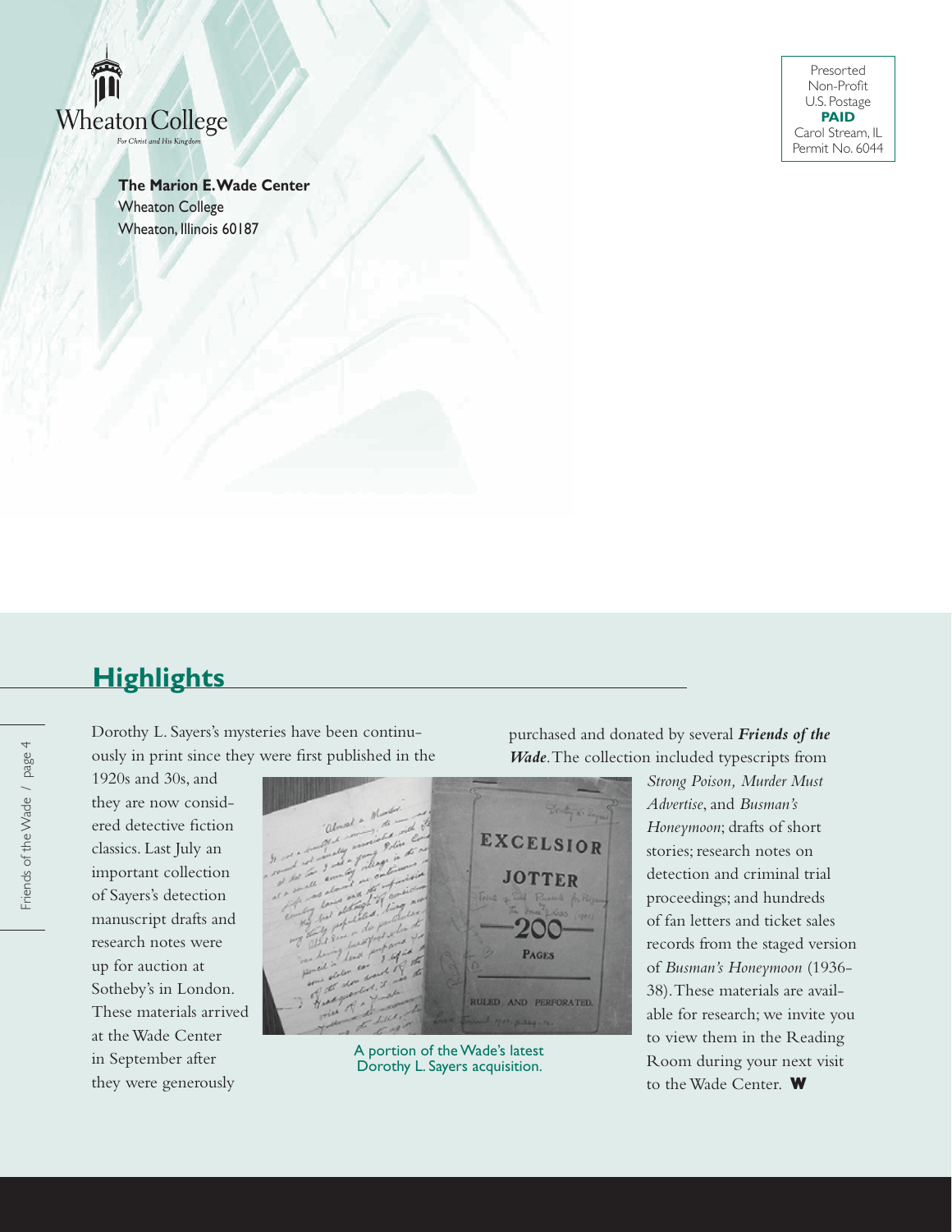Wheaton College

For Christ and His Kingdom

**The Marion E. Wade Center**
Wheaton College
Wheaton, Illinois 60187

Presorted
Non-Profit
U.S. Postage
**PAID**
Carol Stream, IL
Permit No. 6044

## Highlights

Dorothy L. Sayers's mysteries have been continuously in print since they were first published in the 1920s and 30s, and they are now considered detective fiction classics. Last July an important collection of Sayers's detection manuscript drafts and research notes were up for auction at Sotheby's in London. These materials arrived at the Wade Center in September after they were generously purchased and donated by several ***Friends of the Wade***. The collection included typescripts from *Strong Poison, Murder Must Advertise*, and *Busman's Honeymoon*; drafts of short stories; research notes on detection and criminal trial proceedings; and hundreds of fan letters and ticket sales records from the staged version of *Busman's Honeymoon* (1936-38). These materials are available for research; we invite you to view them in the Reading Room during your next visit to the Wade Center. **W**

A portion of the Wade's latest Dorothy L. Sayers acquisition.